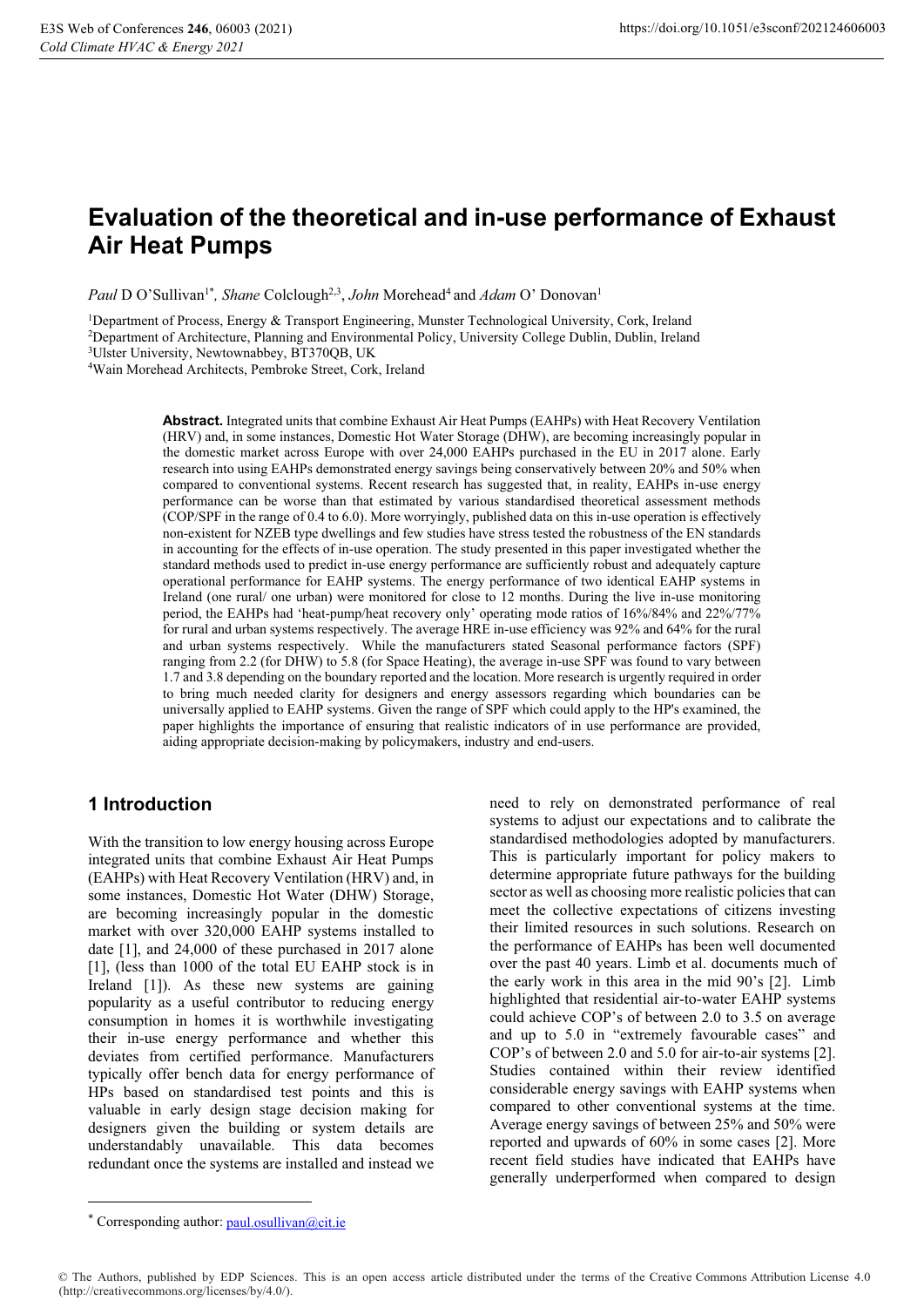# Evaluation of the theoretical and in-use performance of Exhaust Air Heat Pumps

*Paul* D O'Sullivan[1*], *Shane* Colclough[2,3], *John* Morehead[4] and *Adam* O' Donovan[1]

[1]Department of Process, Energy & Transport Engineering, Munster Technological University, Cork, Ireland
[2]Department of Architecture, Planning and Environmental Policy, University College Dublin, Dublin, Ireland
[3]Ulster University, Newtownabbey, BT370QB, UK
[4]Wain Morehead Architects, Pembroke Street, Cork, Ireland

**Abstract.** Integrated units that combine Exhaust Air Heat Pumps (EAHPs) with Heat Recovery Ventilation (HRV) and, in some instances, Domestic Hot Water Storage (DHW), are becoming increasingly popular in the domestic market across Europe with over 24,000 EAHPs purchased in the EU in 2017 alone. Early research into using EAHPs demonstrated energy savings being conservatively between 20% and 50% when compared to conventional systems. Recent research has suggested that, in reality, EAHPs in-use energy performance can be worse than that estimated by various standardised theoretical assessment methods (COP/SPF in the range of 0.4 to 6.0). More worryingly, published data on this in-use operation is effectively non-existent for NZEB type dwellings and few studies have stress tested the robustness of the EN standards in accounting for the effects of in-use operation. The study presented in this paper investigated whether the standard methods used to predict in-use energy performance are sufficiently robust and adequately capture operational performance for EAHP systems. The energy performance of two identical EAHP systems in Ireland (one rural/ one urban) were monitored for close to 12 months. During the live in-use monitoring period, the EAHPs had 'heat-pump/heat recovery only' operating mode ratios of 16%/84% and 22%/77% for rural and urban systems respectively. The average HRE in-use efficiency was 92% and 64% for the rural and urban systems respectively. While the manufacturers stated Seasonal performance factors (SPF) ranging from 2.2 (for DHW) to 5.8 (for Space Heating), the average in-use SPF was found to vary between 1.7 and 3.8 depending on the boundary reported and the location. More research is urgently required in order to bring much needed clarity for designers and energy assessors regarding which boundaries can be universally applied to EAHP systems. Given the range of SPF which could apply to the HP's examined, the paper highlights the importance of ensuring that realistic indicators of in use performance are provided, aiding appropriate decision-making by policymakers, industry and end-users.

## 1 Introduction

With the transition to low energy housing across Europe integrated units that combine Exhaust Air Heat Pumps (EAHPs) with Heat Recovery Ventilation (HRV) and, in some instances, Domestic Hot Water (DHW) Storage, are becoming increasingly popular in the domestic market with over 320,000 EAHP systems installed to date [1], and 24,000 of these purchased in 2017 alone [1], (less than 1000 of the total EU EAHP stock is in Ireland [1]). As these new systems are gaining popularity as a useful contributor to reducing energy consumption in homes it is worthwhile investigating their in-use energy performance and whether this deviates from certified performance. Manufacturers typically offer bench data for energy performance of HPs based on standardised test points and this is valuable in early design stage decision making for designers given the building or system details are understandably unavailable. This data becomes redundant once the systems are installed and instead we need to rely on demonstrated performance of real systems to adjust our expectations and to calibrate the standardised methodologies adopted by manufacturers. This is particularly important for policy makers to determine appropriate future pathways for the building sector as well as choosing more realistic policies that can meet the collective expectations of citizens investing their limited resources in such solutions. Research on the performance of EAHPs has been well documented over the past 40 years. Limb et al. documents much of the early work in this area in the mid 90's [2]. Limb highlighted that residential air-to-water EAHP systems could achieve COP's of between 2.0 to 3.5 on average and up to 5.0 in "extremely favourable cases" and COP's of between 2.0 and 5.0 for air-to-air systems [2]. Studies contained within their review identified considerable energy savings with EAHP systems when compared to other conventional systems at the time. Average energy savings of between 25% and 50% were reported and upwards of 60% in some cases [2]. More recent field studies have indicated that EAHPs have generally underperformed when compared to design

* Corresponding author: paul.osullivan@cit.ie

© The Authors, published by EDP Sciences. This is an open access article distributed under the terms of the Creative Commons Attribution License 4.0 (http://creativecommons.org/licenses/by/4.0/).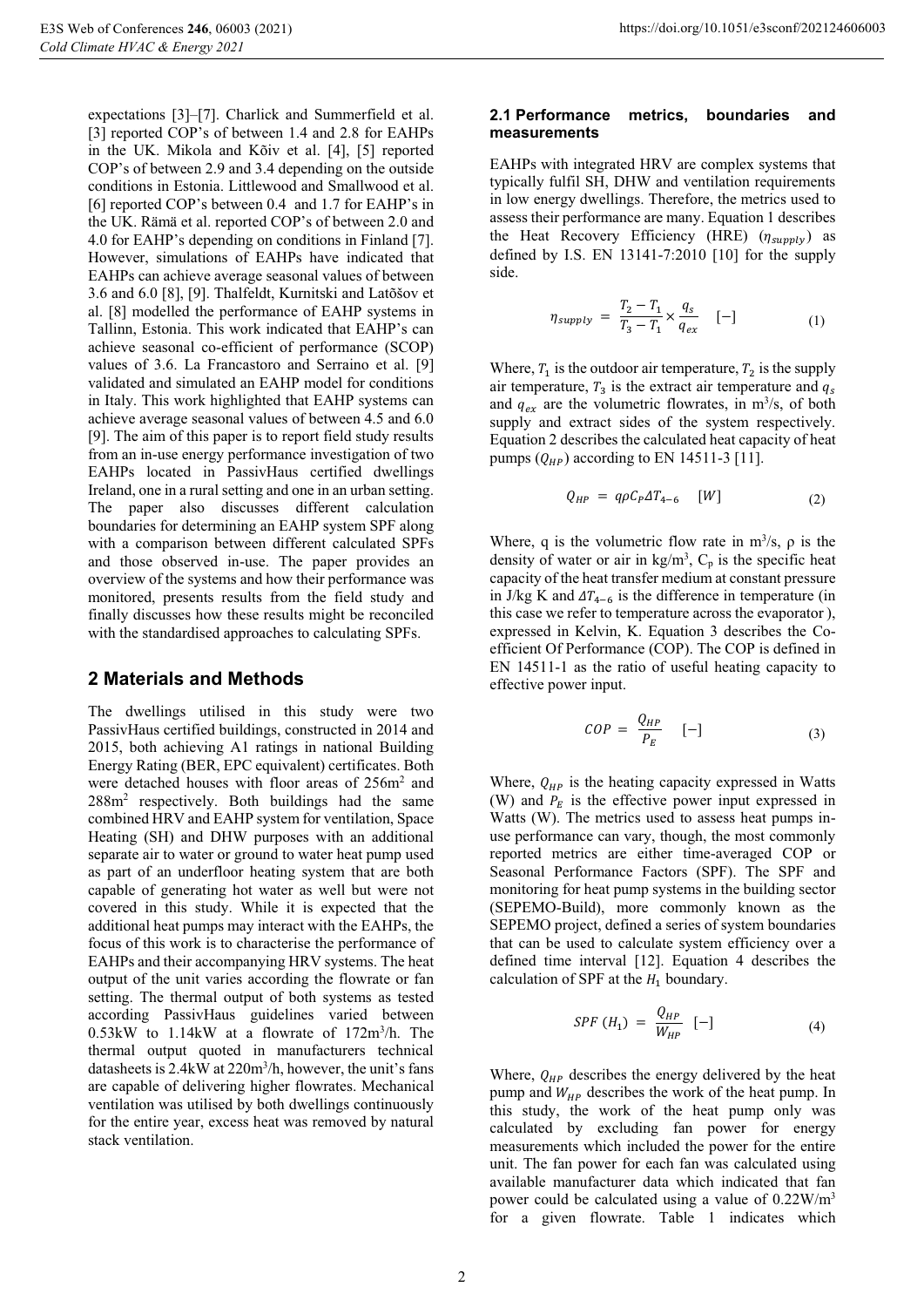expectations [3]–[7]. Charlick and Summerfield et al. [3] reported COP's of between 1.4 and 2.8 for EAHPs in the UK. Mikola and Kõiv et al. [4], [5] reported COP's of between 2.9 and 3.4 depending on the outside conditions in Estonia. Littlewood and Smallwood et al. [6] reported COP's between 0.4 and 1.7 for EAHP's in the UK. Rämä et al. reported COP's of between 2.0 and 4.0 for EAHP's depending on conditions in Finland [7]. However, simulations of EAHPs have indicated that EAHPs can achieve average seasonal values of between 3.6 and 6.0 [8], [9]. Thalfeldt, Kurnitski and Latõšov et al. [8] modelled the performance of EAHP systems in Tallinn, Estonia. This work indicated that EAHP's can achieve seasonal co-efficient of performance (SCOP) values of 3.6. La Francastoro and Serraino et al. [9] validated and simulated an EAHP model for conditions in Italy. This work highlighted that EAHP systems can achieve average seasonal values of between 4.5 and 6.0 [9]. The aim of this paper is to report field study results from an in-use energy performance investigation of two EAHPs located in PassivHaus certified dwellings Ireland, one in a rural setting and one in an urban setting. The paper also discusses different calculation boundaries for determining an EAHP system SPF along with a comparison between different calculated SPFs and those observed in-use. The paper provides an overview of the systems and how their performance was monitored, presents results from the field study and finally discusses how these results might be reconciled with the standardised approaches to calculating SPFs.

## 2 Materials and Methods

The dwellings utilised in this study were two PassivHaus certified buildings, constructed in 2014 and 2015, both achieving A1 ratings in national Building Energy Rating (BER, EPC equivalent) certificates. Both were detached houses with floor areas of 256m$^2$ and 288m$^2$ respectively. Both buildings had the same combined HRV and EAHP system for ventilation, Space Heating (SH) and DHW purposes with an additional separate air to water or ground to water heat pump used as part of an underfloor heating system that are both capable of generating hot water as well but were not covered in this study. While it is expected that the additional heat pumps may interact with the EAHPs, the focus of this work is to characterise the performance of EAHPs and their accompanying HRV systems. The heat output of the unit varies according the flowrate or fan setting. The thermal output of both systems as tested according PassivHaus guidelines varied between 0.53kW to 1.14kW at a flowrate of 172m$^3$/h. The thermal output quoted in manufacturers technical datasheets is 2.4kW at 220m$^3$/h, however, the unit's fans are capable of delivering higher flowrates. Mechanical ventilation was utilised by both dwellings continuously for the entire year, excess heat was removed by natural stack ventilation.

### 2.1 Performance metrics, boundaries and measurements

EAHPs with integrated HRV are complex systems that typically fulfil SH, DHW and ventilation requirements in low energy dwellings. Therefore, the metrics used to assess their performance are many. Equation 1 describes the Heat Recovery Efficiency (HRE) ($\eta_{supply}$) as defined by I.S. EN 13141-7:2010 [10] for the supply side.

$$\eta_{supply} = \frac{T_2 - T_1}{T_3 - T_1} \times \frac{q_s}{q_{ex}} \quad [-] \tag{1}$$

Where, $T_1$ is the outdoor air temperature, $T_2$ is the supply air temperature, $T_3$ is the extract air temperature and $q_s$ and $q_{ex}$ are the volumetric flowrates, in m$^3$/s, of both supply and extract sides of the system respectively. Equation 2 describes the calculated heat capacity of heat pumps ($Q_{HP}$) according to EN 14511-3 [11].

$$Q_{HP} = q\rho C_P \Delta T_{4-6} \quad [W] \tag{2}$$

Where, q is the volumetric flow rate in m$^3$/s, ρ is the density of water or air in kg/m$^3$, $C_p$ is the specific heat capacity of the heat transfer medium at constant pressure in J/kg K and $\Delta T_{4-6}$ is the difference in temperature (in this case we refer to temperature across the evaporator ), expressed in Kelvin, K. Equation 3 describes the Co-efficient Of Performance (COP). The COP is defined in EN 14511-1 as the ratio of useful heating capacity to effective power input.

$$COP = \frac{Q_{HP}}{P_E} \quad [-] \tag{3}$$

Where, $Q_{HP}$ is the heating capacity expressed in Watts (W) and $P_E$ is the effective power input expressed in Watts (W). The metrics used to assess heat pumps in-use performance can vary, though, the most commonly reported metrics are either time-averaged COP or Seasonal Performance Factors (SPF). The SPF and monitoring for heat pump systems in the building sector (SEPEMO-Build), more commonly known as the SEPEMO project, defined a series of system boundaries that can be used to calculate system efficiency over a defined time interval [12]. Equation 4 describes the calculation of SPF at the $H_1$ boundary.

$$SPF\ (H_1) = \frac{Q_{HP}}{W_{HP}} \quad [-] \tag{4}$$

Where, $Q_{HP}$ describes the energy delivered by the heat pump and $W_{HP}$ describes the work of the heat pump. In this study, the work of the heat pump only was calculated by excluding fan power for energy measurements which included the power for the entire unit. The fan power for each fan was calculated using available manufacturer data which indicated that fan power could be calculated using a value of 0.22W/m$^3$ for a given flowrate. Table 1 indicates which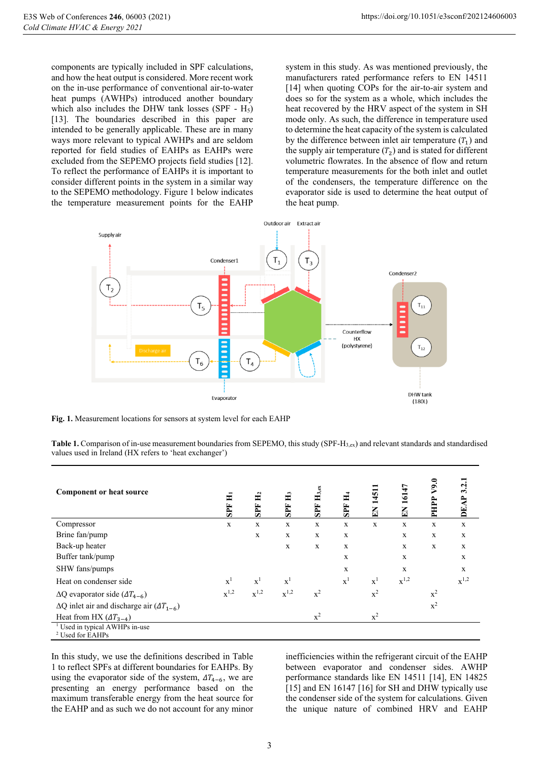components are typically included in SPF calculations, and how the heat output is considered. More recent work on the in-use performance of conventional air-to-water heat pumps (AWHPs) introduced another boundary which also includes the DHW tank losses (SPF - $H_5$) [13]. The boundaries described in this paper are intended to be generally applicable. These are in many ways more relevant to typical AWHPs and are seldom reported for field studies of EAHPs as EAHPs were excluded from the SEPEMO projects field studies [12]. To reflect the performance of EAHPs it is important to consider different points in the system in a similar way to the SEPEMO methodology. Figure 1 below indicates the temperature measurement points for the EAHP system in this study. As was mentioned previously, the manufacturers rated performance refers to EN 14511 [14] when quoting COPs for the air-to-air system and does so for the system as a whole, which includes the heat recovered by the HRV aspect of the system in SH mode only. As such, the difference in temperature used to determine the heat capacity of the system is calculated by the difference between inlet air temperature ($T_1$) and the supply air temperature ($T_2$) and is stated for different volumetric flowrates. In the absence of flow and return temperature measurements for the both inlet and outlet of the condensers, the temperature difference on the evaporator side is used to determine the heat output of the heat pump.

**Fig. 1.** Measurement locations for sensors at system level for each EAHP

**Table 1.** Comparison of in-use measurement boundaries from SEPEMO, this study (SPF-$H_{3,ex}$) and relevant standards and standardised values used in Ireland (HX refers to 'heat exchanger')

| Component or heat source | SPF H1 | SPF H2 | SPF H3 | SPF H3,ex | SPF H4 | EN 14511 | EN 16147 | PHPP V9.0 | DEAP 3.2.1 |
|---|---|---|---|---|---|---|---|---|---|
| Compressor | x | x | x | x | x | x | x | x | x |
| Brine fan/pump | | x | x | x | x | | x | x | x |
| Back-up heater | | | x | x | x | | x | x | x |
| Buffer tank/pump | | | | | x | | x | | x |
| SHW fans/pumps | | | | | x | | x | | x |
| Heat on condenser side | x[1] | x[1] | x[1] | | x[1] | x[1] | x[1,2] | | x[1,2] |
| ΔQ evaporator side ($\Delta T_{4-6}$) | x[1,2] | x[1,2] | x[1,2] | x[2] | | x[2] | | x[2] | |
| ΔQ inlet air and discharge air ($\Delta T_{1-6}$) | | | | | | | | x[2] | |
| Heat from HX ($\Delta T_{3-4}$) | | | | x[2] | | x[2] | | | |

[1] Used in typical AWHPs in-use
[2] Used for EAHPs

In this study, we use the definitions described in Table 1 to reflect SPFs at different boundaries for EAHPs. By using the evaporator side of the system, $\Delta T_{4-6}$, we are presenting an energy performance based on the maximum transferable energy from the heat source for the EAHP and as such we do not account for any minor inefficiencies within the refrigerant circuit of the EAHP between evaporator and condenser sides. AWHP performance standards like EN 14511 [14], EN 14825 [15] and EN 16147 [16] for SH and DHW typically use the condenser side of the system for calculations. Given the unique nature of combined HRV and EAHP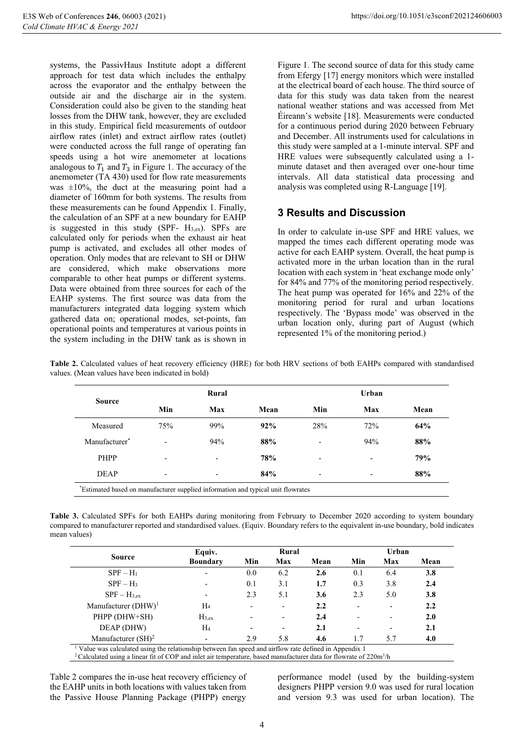systems, the PassivHaus Institute adopt a different approach for test data which includes the enthalpy across the evaporator and the enthalpy between the outside air and the discharge air in the system. Consideration could also be given to the standing heat losses from the DHW tank, however, they are excluded in this study. Empirical field measurements of outdoor airflow rates (inlet) and extract airflow rates (outlet) were conducted across the full range of operating fan speeds using a hot wire anemometer at locations analogous to $T_1$ and $T_3$ in Figure 1. The accuracy of the anemometer (TA 430) used for flow rate measurements was ±10%, the duct at the measuring point had a diameter of 160mm for both systems. The results from these measurements can be found Appendix 1. Finally, the calculation of an SPF at a new boundary for EAHP is suggested in this study (SPF- $H_{3,ex}$). SPFs are calculated only for periods when the exhaust air heat pump is activated, and excludes all other modes of operation. Only modes that are relevant to SH or DHW are considered, which make observations more comparable to other heat pumps or different systems. Data were obtained from three sources for each of the EAHP systems. The first source was data from the manufacturers integrated data logging system which gathered data on; operational modes, set-points, fan operational points and temperatures at various points in the system including in the DHW tank as is shown in Figure 1. The second source of data for this study came from Efergy [17] energy monitors which were installed at the electrical board of each house. The third source of data for this study was data taken from the nearest national weather stations and was accessed from Met Éireann's website [18]. Measurements were conducted for a continuous period during 2020 between February and December. All instruments used for calculations in this study were sampled at a 1-minute interval. SPF and HRE values were subsequently calculated using a 1-minute dataset and then averaged over one-hour time intervals. All data statistical data processing and analysis was completed using R-Language [19].

## 3 Results and Discussion

In order to calculate in-use SPF and HRE values, we mapped the times each different operating mode was active for each EAHP system. Overall, the heat pump is activated more in the urban location than in the rural location with each system in 'heat exchange mode only' for 84% and 77% of the monitoring period respectively. The heat pump was operated for 16% and 22% of the monitoring period for rural and urban locations respectively. The 'Bypass mode' was observed in the urban location only, during part of August (which represented 1% of the monitoring period.)

**Table 2.** Calculated values of heat recovery efficiency (HRE) for both HRV sections of both EAHPs compared with standardised values. (Mean values have been indicated in bold)

| Source | Rural | | | Urban | | |
|---|---|---|---|---|---|---|
| | Min | Max | Mean | Min | Max | Mean |
| Measured | 75% | 99% | **92%** | 28% | 72% | **64%** |
| Manufacturer* | - | 94% | **88%** | - | 94% | **88%** |
| PHPP | - | - | **78%** | - | - | **79%** |
| DEAP | - | - | **84%** | - | - | **88%** |

*Estimated based on manufacturer supplied information and typical unit flowrates

**Table 3.** Calculated SPFs for both EAHPs during monitoring from February to December 2020 according to system boundary compared to manufacturer reported and standardised values. (Equiv. Boundary refers to the equivalent in-use boundary, bold indicates mean values)

| Source | Equiv. Boundary | Rural | | | Urban | | |
|---|---|---|---|---|---|---|---|
| | | Min | Max | Mean | Min | Max | Mean |
| SPF – $H_1$ | - | 0.0 | 6.2 | **2.6** | 0.1 | 6.4 | **3.8** |
| SPF – $H_3$ | - | 0.1 | 3.1 | **1.7** | 0.3 | 3.8 | **2.4** |
| SPF – $H_{3,ex}$ | - | 2.3 | 5.1 | **3.6** | 2.3 | 5.0 | **3.8** |
| Manufacturer (DHW)[1] | $H_4$ | - | - | **2.2** | - | - | **2.2** |
| PHPP (DHW+SH) | $H_{3,ex}$ | - | - | **2.4** | - | - | **2.0** |
| DEAP (DHW) | $H_4$ | - | - | **2.1** | - | - | **2.1** |
| Manufacturer (SH)[2] | - | 2.9 | 5.8 | **4.6** | 1.7 | 5.7 | **4.0** |

[1] Value was calculated using the relationship between fan speed and airflow rate defined in Appendix 1
[2] Calculated using a linear fit of COP and inlet air temperature, based manufacturer data for flowrate of 220m³/h

Table 2 compares the in-use heat recovery efficiency of the EAHP units in both locations with values taken from the Passive House Planning Package (PHPP) energy performance model (used by the building-system designers PHPP version 9.0 was used for rural location and version 9.3 was used for urban location). The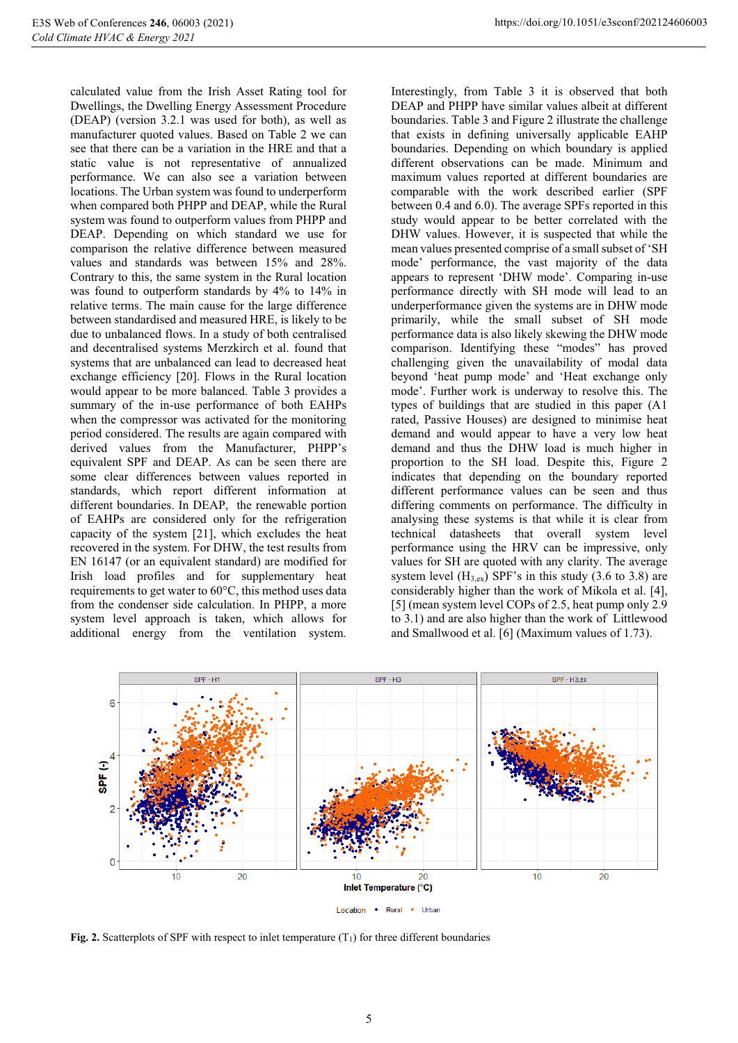calculated value from the Irish Asset Rating tool for Dwellings, the Dwelling Energy Assessment Procedure (DEAP) (version 3.2.1 was used for both), as well as manufacturer quoted values. Based on Table 2 we can see that there can be a variation in the HRE and that a static value is not representative of annualized performance. We can also see a variation between locations. The Urban system was found to underperform when compared both PHPP and DEAP, while the Rural system was found to outperform values from PHPP and DEAP. Depending on which standard we use for comparison the relative difference between measured values and standards was between 15% and 28%. Contrary to this, the same system in the Rural location was found to outperform standards by 4% to 14% in relative terms. The main cause for the large difference between standardised and measured HRE, is likely to be due to unbalanced flows. In a study of both centralised and decentralised systems Merzkirch et al. found that systems that are unbalanced can lead to decreased heat exchange efficiency [20]. Flows in the Rural location would appear to be more balanced. Table 3 provides a summary of the in-use performance of both EAHPs when the compressor was activated for the monitoring period considered. The results are again compared with derived values from the Manufacturer, PHPP's equivalent SPF and DEAP. As can be seen there are some clear differences between values reported in standards, which report different information at different boundaries. In DEAP, the renewable portion of EAHPs are considered only for the refrigeration capacity of the system [21], which excludes the heat recovered in the system. For DHW, the test results from EN 16147 (or an equivalent standard) are modified for Irish load profiles and for supplementary heat requirements to get water to 60°C, this method uses data from the condenser side calculation. In PHPP, a more system level approach is taken, which allows for additional energy from the ventilation system.

Interestingly, from Table 3 it is observed that both DEAP and PHPP have similar values albeit at different boundaries. Table 3 and Figure 2 illustrate the challenge that exists in defining universally applicable EAHP boundaries. Depending on which boundary is applied different observations can be made. Minimum and maximum values reported at different boundaries are comparable with the work described earlier (SPF between 0.4 and 6.0). The average SPFs reported in this study would appear to be better correlated with the DHW values. However, it is suspected that while the mean values presented comprise of a small subset of 'SH mode' performance, the vast majority of the data appears to represent 'DHW mode'. Comparing in-use performance directly with SH mode will lead to an underperformance given the systems are in DHW mode primarily, while the small subset of SH mode performance data is also likely skewing the DHW mode comparison. Identifying these "modes" has proved challenging given the unavailability of modal data beyond 'heat pump mode' and 'Heat exchange only mode'. Further work is underway to resolve this. The types of buildings that are studied in this paper (A1 rated, Passive Houses) are designed to minimise heat demand and would appear to have a very low heat demand and thus the DHW load is much higher in proportion to the SH load. Despite this, Figure 2 indicates that depending on the boundary reported different performance values can be seen and thus differing comments on performance. The difficulty in analysing these systems is that while it is clear from technical datasheets that overall system level performance using the HRV can be impressive, only values for SH are quoted with any clarity. The average system level ($H_{3,ex}$) SPF's in this study (3.6 to 3.8) are considerably higher than the work of Mikola et al. [4], [5] (mean system level COPs of 2.5, heat pump only 2.9 to 3.1) and are also higher than the work of Littlewood and Smallwood et al. [6] (Maximum values of 1.73).

**Fig. 2.** Scatterplots of SPF with respect to inlet temperature ($T_1$) for three different boundaries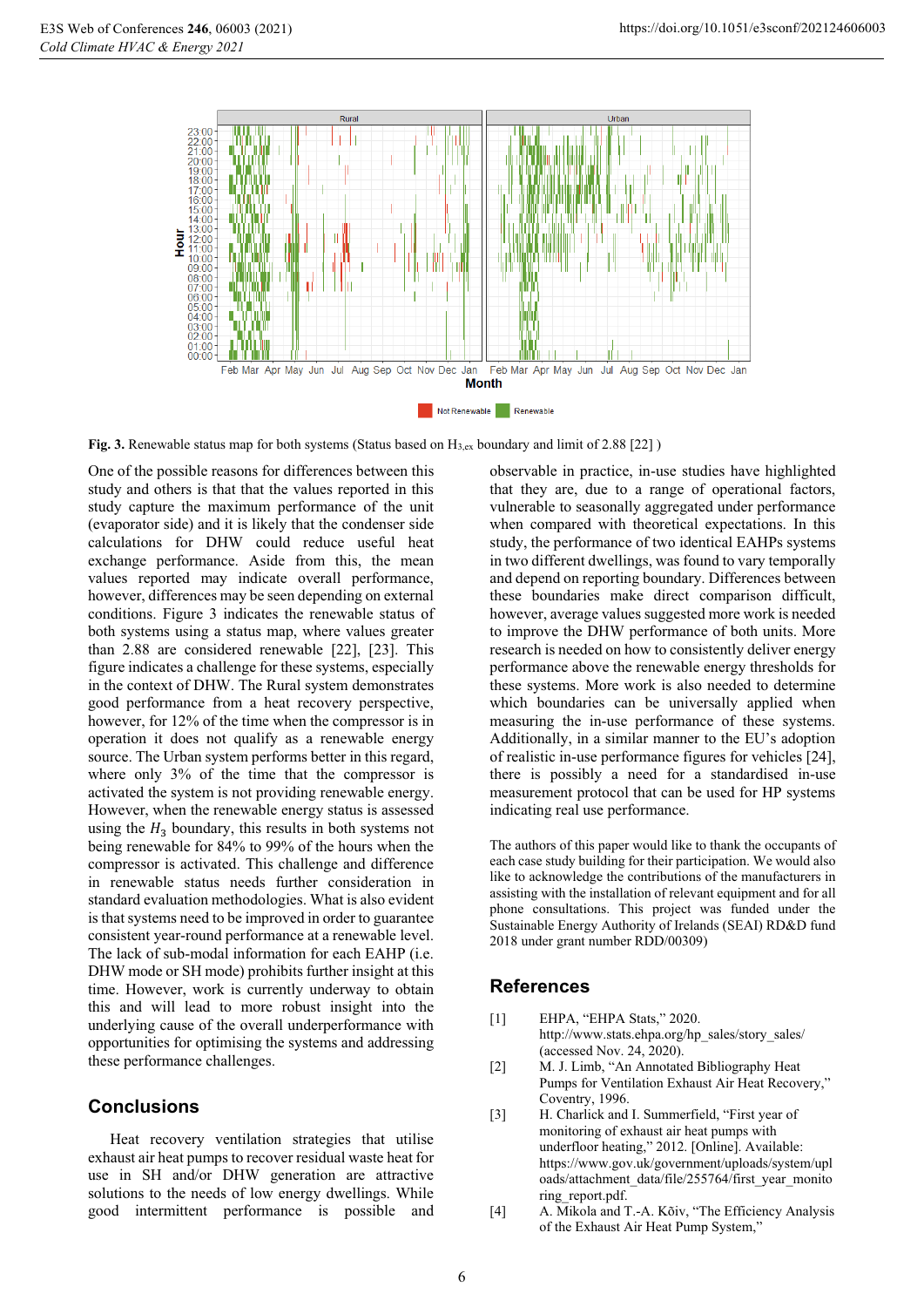Fig. 3. Renewable status map for both systems (Status based on $H_{3,ex}$ boundary and limit of 2.88 [22] )

One of the possible reasons for differences between this study and others is that that the values reported in this study capture the maximum performance of the unit (evaporator side) and it is likely that the condenser side calculations for DHW could reduce useful heat exchange performance. Aside from this, the mean values reported may indicate overall performance, however, differences may be seen depending on external conditions. Figure 3 indicates the renewable status of both systems using a status map, where values greater than 2.88 are considered renewable [22], [23]. This figure indicates a challenge for these systems, especially in the context of DHW. The Rural system demonstrates good performance from a heat recovery perspective, however, for 12% of the time when the compressor is in operation it does not qualify as a renewable energy source. The Urban system performs better in this regard, where only 3% of the time that the compressor is activated the system is not providing renewable energy. However, when the renewable energy status is assessed using the $H_3$ boundary, this results in both systems not being renewable for 84% to 99% of the hours when the compressor is activated. This challenge and difference in renewable status needs further consideration in standard evaluation methodologies. What is also evident is that systems need to be improved in order to guarantee consistent year-round performance at a renewable level. The lack of sub-modal information for each EAHP (i.e. DHW mode or SH mode) prohibits further insight at this time. However, work is currently underway to obtain this and will lead to more robust insight into the underlying cause of the overall underperformance with opportunities for optimising the systems and addressing these performance challenges.

## Conclusions

Heat recovery ventilation strategies that utilise exhaust air heat pumps to recover residual waste heat for use in SH and/or DHW generation are attractive solutions to the needs of low energy dwellings. While good intermittent performance is possible and observable in practice, in-use studies have highlighted that they are, due to a range of operational factors, vulnerable to seasonally aggregated under performance when compared with theoretical expectations. In this study, the performance of two identical EAHPs systems in two different dwellings, was found to vary temporally and depend on reporting boundary. Differences between these boundaries make direct comparison difficult, however, average values suggested more work is needed to improve the DHW performance of both units. More research is needed on how to consistently deliver energy performance above the renewable energy thresholds for these systems. More work is also needed to determine which boundaries can be universally applied when measuring the in-use performance of these systems. Additionally, in a similar manner to the EU's adoption of realistic in-use performance figures for vehicles [24], there is possibly a need for a standardised in-use measurement protocol that can be used for HP systems indicating real use performance.

The authors of this paper would like to thank the occupants of each case study building for their participation. We would also like to acknowledge the contributions of the manufacturers in assisting with the installation of relevant equipment and for all phone consultations. This project was funded under the Sustainable Energy Authority of Irelands (SEAI) RD&D fund 2018 under grant number RDD/00309)

## References

[1] EHPA, "EHPA Stats," 2020. http://www.stats.ehpa.org/hp_sales/story_sales/ (accessed Nov. 24, 2020).

[2] M. J. Limb, "An Annotated Bibliography Heat Pumps for Ventilation Exhaust Air Heat Recovery," Coventry, 1996.

[3] H. Charlick and I. Summerfield, "First year of monitoring of exhaust air heat pumps with underfloor heating," 2012. [Online]. Available: https://www.gov.uk/government/uploads/system/uploads/attachment_data/file/255764/first_year_monitoring_report.pdf.

[4] A. Mikola and T.-A. Kõiv, "The Efficiency Analysis of the Exhaust Air Heat Pump System,"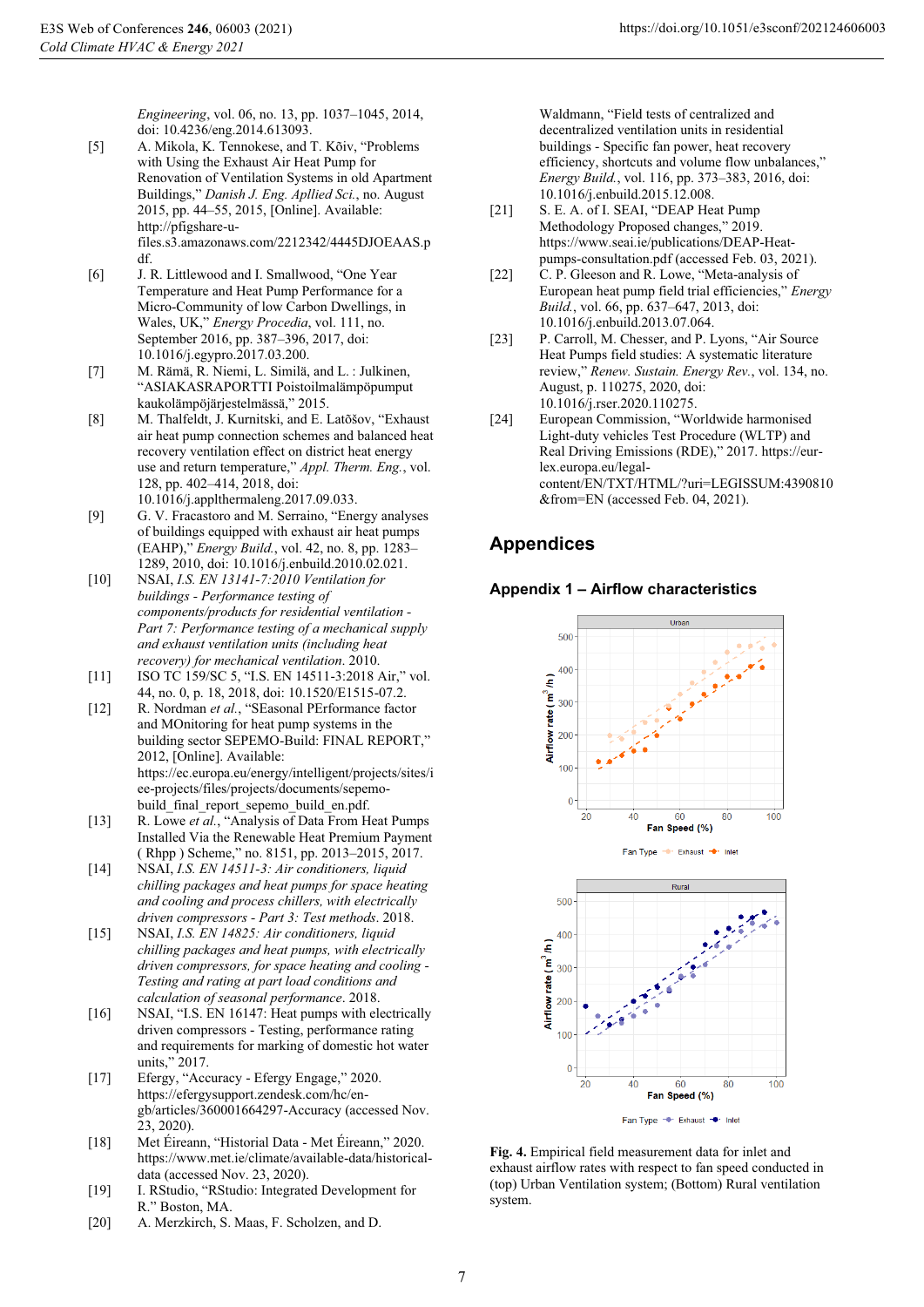Engineering, vol. 06, no. 13, pp. 1037–1045, 2014, doi: 10.4236/eng.2014.613093.

[5] A. Mikola, K. Tennokese, and T. Kõiv, "Problems with Using the Exhaust Air Heat Pump for Renovation of Ventilation Systems in old Apartment Buildings," *Danish J. Eng. Apllied Sci.*, no. August 2015, pp. 44–55, 2015, [Online]. Available: http://pfigshare-u-files.s3.amazonaws.com/2212342/4445DJOEAAS.pdf.

[6] J. R. Littlewood and I. Smallwood, "One Year Temperature and Heat Pump Performance for a Micro-Community of low Carbon Dwellings, in Wales, UK," *Energy Procedia*, vol. 111, no. September 2016, pp. 387–396, 2017, doi: 10.1016/j.egypro.2017.03.200.

[7] M. Rämä, R. Niemi, L. Similä, and L. : Julkinen, "ASIAKASRAPORTTI Poistoilmalämpöpumput kaukolämpöjärjestelmässä," 2015.

[8] M. Thalfeldt, J. Kurnitski, and E. Latõšov, "Exhaust air heat pump connection schemes and balanced heat recovery ventilation effect on district heat energy use and return temperature," *Appl. Therm. Eng.*, vol. 128, pp. 402–414, 2018, doi: 10.1016/j.applthermaleng.2017.09.033.

[9] G. V. Fracastoro and M. Serraino, "Energy analyses of buildings equipped with exhaust air heat pumps (EAHP)," *Energy Build.*, vol. 42, no. 8, pp. 1283–1289, 2010, doi: 10.1016/j.enbuild.2010.02.021.

[10] NSAI, *I.S. EN 13141-7:2010 Ventilation for buildings - Performance testing of components/products for residential ventilation - Part 7: Performance testing of a mechanical supply and exhaust ventilation units (including heat recovery) for mechanical ventilation*. 2010.

[11] ISO TC 159/SC 5, "I.S. EN 14511-3:2018 Air," vol. 44, no. 0, p. 18, 2018, doi: 10.1520/E1515-07.2.

[12] R. Nordman *et al.*, "SEasonal PErformance factor and MOnitoring for heat pump systems in the building sector SEPEMO-Build: FINAL REPORT," 2012, [Online]. Available: https://ec.europa.eu/energy/intelligent/projects/sites/iee-projects/files/projects/documents/sepemo-build_final_report_sepemo_build_en.pdf.

[13] R. Lowe *et al.*, "Analysis of Data From Heat Pumps Installed Via the Renewable Heat Premium Payment ( Rhpp ) Scheme," no. 8151, pp. 2013–2015, 2017.

[14] NSAI, *I.S. EN 14511-3: Air conditioners, liquid chilling packages and heat pumps for space heating and cooling and process chillers, with electrically driven compressors - Part 3: Test methods*. 2018.

[15] NSAI, *I.S. EN 14825: Air conditioners, liquid chilling packages and heat pumps, with electrically driven compressors, for space heating and cooling - Testing and rating at part load conditions and calculation of seasonal performance*. 2018.

[16] NSAI, "I.S. EN 16147: Heat pumps with electrically driven compressors - Testing, performance rating and requirements for marking of domestic hot water units," 2017.

[17] Efergy, "Accuracy - Efergy Engage," 2020. https://efergysupport.zendesk.com/hc/en-gb/articles/360001664297-Accuracy (accessed Nov. 23, 2020).

[18] Met Éireann, "Historial Data - Met Éireann," 2020. https://www.met.ie/climate/available-data/historical-data (accessed Nov. 23, 2020).

[19] I. RStudio, "RStudio: Integrated Development for R." Boston, MA.

[20] A. Merzkirch, S. Maas, F. Scholzen, and D. Waldmann, "Field tests of centralized and decentralized ventilation units in residential buildings - Specific fan power, heat recovery efficiency, shortcuts and volume flow unbalances," *Energy Build.*, vol. 116, pp. 373–383, 2016, doi: 10.1016/j.enbuild.2015.12.008.

[21] S. E. A. of I. SEAI, "DEAP Heat Pump Methodology Proposed changes," 2019. https://www.seai.ie/publications/DEAP-Heat-pumps-consultation.pdf (accessed Feb. 03, 2021).

[22] C. P. Gleeson and R. Lowe, "Meta-analysis of European heat pump field trial efficiencies," *Energy Build.*, vol. 66, pp. 637–647, 2013, doi: 10.1016/j.enbuild.2013.07.064.

[23] P. Carroll, M. Chesser, and P. Lyons, "Air Source Heat Pumps field studies: A systematic literature review," *Renew. Sustain. Energy Rev.*, vol. 134, no. August, p. 110275, 2020, doi: 10.1016/j.rser.2020.110275.

[24] European Commission, "Worldwide harmonised Light-duty vehicles Test Procedure (WLTP) and Real Driving Emissions (RDE)," 2017. https://eur-lex.europa.eu/legal-content/EN/TXT/HTML/?uri=LEGISSUM:4390810&from=EN (accessed Feb. 04, 2021).

## Appendices

### Appendix 1 – Airflow characteristics

Urban

Airflow rate ( m³ /h)

0
100
200
300
400
500

20
40
60
80
100

Fan Speed (%)

Fan Type — Exhaust — Inlet

Rural

Airflow rate ( m³ /h)

0
100
200
300
400
500

20
40
60
80
100

Fan Speed (%)

Fan Type — Exhaust — Inlet

**Fig. 4.** Empirical field measurement data for inlet and exhaust airflow rates with respect to fan speed conducted in (top) Urban Ventilation system; (Bottom) Rural ventilation system.